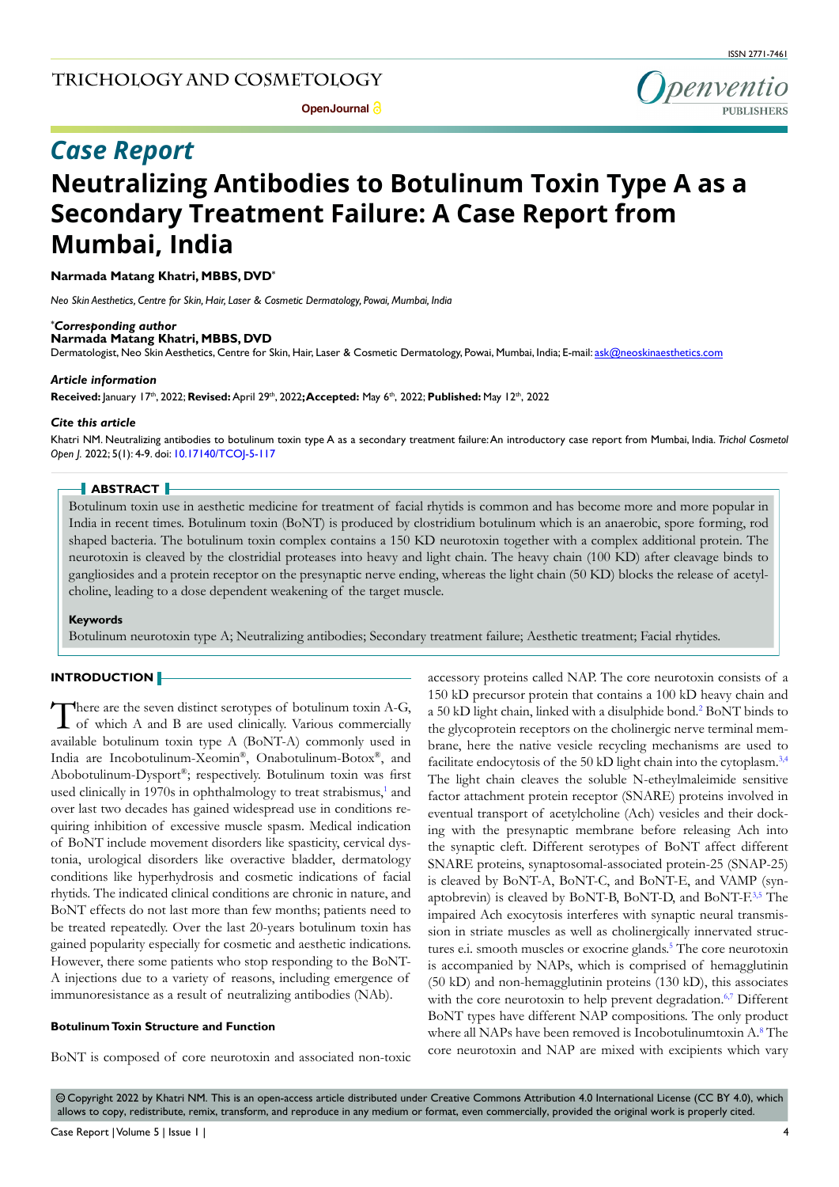*Case Report*

# Neutralizing Antibodies to Botulinum Toxin Type A as a Secondary Treatment Failure: A Case Report from Mumbai, India

**Narmada Matang Khatri, MBBS, DVD***

*Neo Skin Aesthetics, Centre for Skin, Hair, Laser & Cosmetic Dermatology, Powai, Mumbai, India*

***Corresponding author**
**Narmada Matang Khatri, MBBS, DVD**
Dermatologist, Neo Skin Aesthetics, Centre for Skin, Hair, Laser & Cosmetic Dermatology, Powai, Mumbai, India; E-mail: ask@neoskinaesthetics.com

***Article information***
**Received:** January 17th, 2022; **Revised:** April 29th, 2022; **Accepted:** May 6th, 2022; **Published:** May 12th, 2022

***Cite this article***
Khatri NM. Neutralizing antibodies to botulinum toxin type A as a secondary treatment failure: An introductory case report from Mumbai, India. *Trichol Cosmetol Open J.* 2022; 5(1): 4-9. doi: 10.17140/TCOJ-5-117

## ABSTRACT

Botulinum toxin use in aesthetic medicine for treatment of facial rhytids is common and has become more and more popular in India in recent times. Botulinum toxin (BoNT) is produced by clostridium botulinum which is an anaerobic, spore forming, rod shaped bacteria. The botulinum toxin complex contains a 150 KD neurotoxin together with a complex additional protein. The neurotoxin is cleaved by the clostridial proteases into heavy and light chain. The heavy chain (100 KD) after cleavage binds to gangliosides and a protein receptor on the presynaptic nerve ending, whereas the light chain (50 KD) blocks the release of acetylcholine, leading to a dose dependent weakening of the target muscle.

**Keywords**
Botulinum neurotoxin type A; Neutralizing antibodies; Secondary treatment failure; Aesthetic treatment; Facial rhytides.

## INTRODUCTION

There are the seven distinct serotypes of botulinum toxin A-G, of which A and B are used clinically. Various commercially available botulinum toxin type A (BoNT-A) commonly used in India are Incobotulinum-Xeomin®, Onabotulinum-Botox®, and Abobotulinum-Dysport®; respectively. Botulinum toxin was first used clinically in 1970s in ophthalmology to treat strabismus,[1] and over last two decades has gained widespread use in conditions requiring inhibition of excessive muscle spasm. Medical indication of BoNT include movement disorders like spasticity, cervical dystonia, urological disorders like overactive bladder, dermatology conditions like hyperhydrosis and cosmetic indications of facial rhytids. The indicated clinical conditions are chronic in nature, and BoNT effects do not last more than few months; patients need to be treated repeatedly. Over the last 20-years botulinum toxin has gained popularity especially for cosmetic and aesthetic indications. However, there some patients who stop responding to the BoNT-A injections due to a variety of reasons, including emergence of immunoresistance as a result of neutralizing antibodies (NAb).

### Botulinum Toxin Structure and Function

BoNT is composed of core neurotoxin and associated non-toxic accessory proteins called NAP. The core neurotoxin consists of a 150 kD precursor protein that contains a 100 kD heavy chain and a 50 kD light chain, linked with a disulphide bond.[2] BoNT binds to the glycoprotein receptors on the cholinergic nerve terminal membrane, here the native vesicle recycling mechanisms are used to facilitate endocytosis of the 50 kD light chain into the cytoplasm.[3,4] The light chain cleaves the soluble N-etheylmaleimide sensitive factor attachment protein receptor (SNARE) proteins involved in eventual transport of acetylcholine (Ach) vesicles and their docking with the presynaptic membrane before releasing Ach into the synaptic cleft. Different serotypes of BoNT affect different SNARE proteins, synaptosomal-associated protein-25 (SNAP-25) is cleaved by BoNT-A, BoNT-C, and BoNT-E, and VAMP (synaptobrevin) is cleaved by BoNT-B, BoNT-D, and BoNT-F.[3,5] The impaired Ach exocytosis interferes with synaptic neural transmission in striate muscles as well as cholinergically innervated structures e.i. smooth muscles or exocrine glands.[5] The core neurotoxin is accompanied by NAPs, which is comprised of hemagglutinin (50 kD) and non-hemagglutinin proteins (130 kD), this associates with the core neurotoxin to help prevent degradation.[6,7] Different BoNT types have different NAP compositions. The only product where all NAPs have been removed is Incobotulinumtoxin A.[8] The core neurotoxin and NAP are mixed with excipients which vary

© Copyright 2022 by Khatri NM. This is an open-access article distributed under Creative Commons Attribution 4.0 International License (CC BY 4.0), which allows to copy, redistribute, remix, transform, and reproduce in any medium or format, even commercially, provided the original work is properly cited.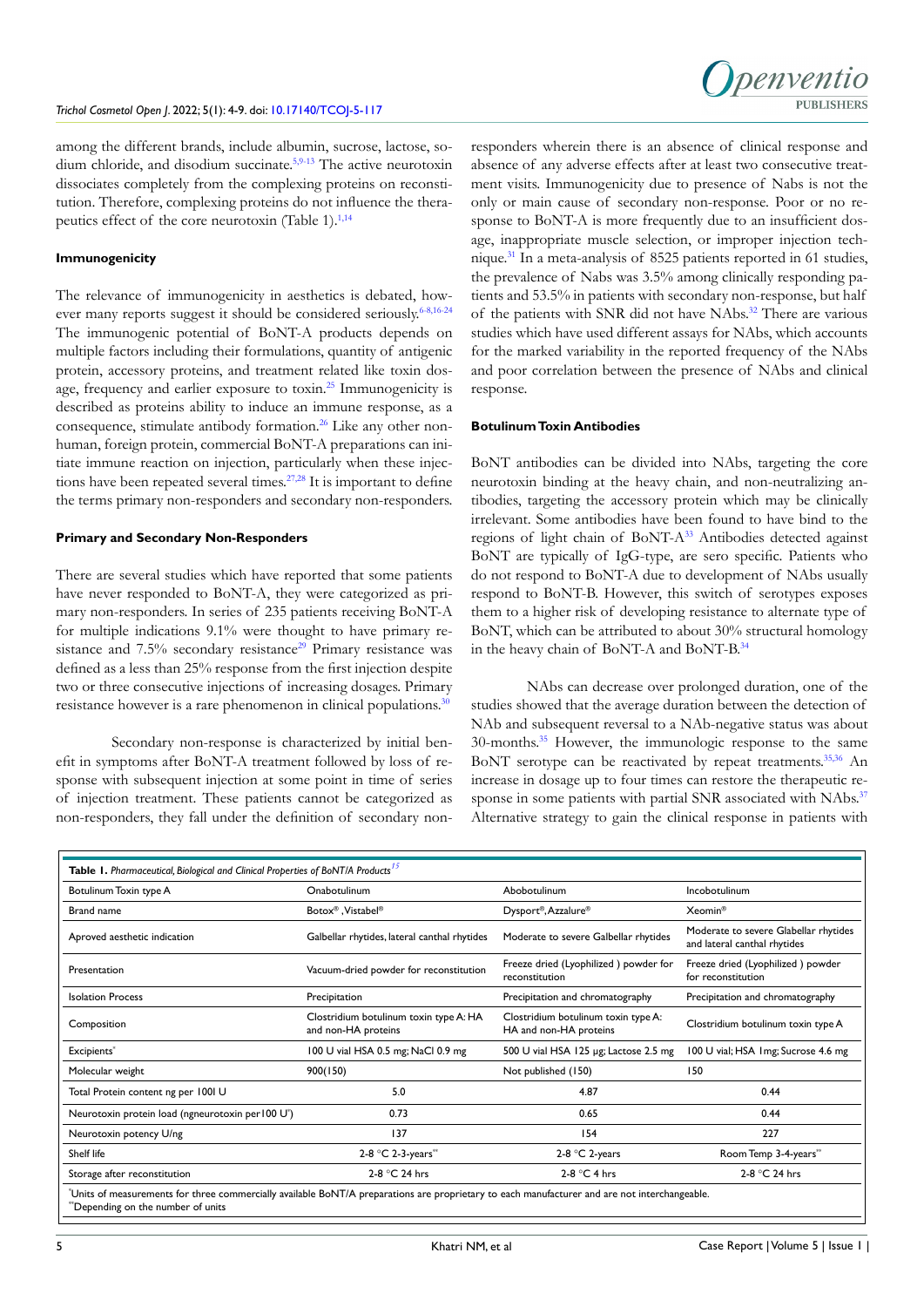among the different brands, include albumin, sucrose, lactose, sodium chloride, and disodium succinate.[5,9-13] The active neurotoxin dissociates completely from the complexing proteins on reconstitution. Therefore, complexing proteins do not influence the therapeutics effect of the core neurotoxin (Table 1).[1,14]

#### Immunogenicity

The relevance of immunogenicity in aesthetics is debated, however many reports suggest it should be considered seriously.[6-8,16-24] The immunogenic potential of BoNT-A products depends on multiple factors including their formulations, quantity of antigenic protein, accessory proteins, and treatment related like toxin dosage, frequency and earlier exposure to toxin.[25] Immunogenicity is described as proteins ability to induce an immune response, as a consequence, stimulate antibody formation.[26] Like any other non-human, foreign protein, commercial BoNT-A preparations can initiate immune reaction on injection, particularly when these injections have been repeated several times.[27,28] It is important to define the terms primary non-responders and secondary non-responders.

#### Primary and Secondary Non-Responders

There are several studies which have reported that some patients have never responded to BoNT-A, they were categorized as primary non-responders. In series of 235 patients receiving BoNT-A for multiple indications 9.1% were thought to have primary resistance and 7.5% secondary resistance[29] Primary resistance was defined as a less than 25% response from the first injection despite two or three consecutive injections of increasing dosages. Primary resistance however is a rare phenomenon in clinical populations.[30]

Secondary non-response is characterized by initial benefit in symptoms after BoNT-A treatment followed by loss of response with subsequent injection at some point in time of series of injection treatment. These patients cannot be categorized as non-responders, they fall under the definition of secondary non-responders wherein there is an absence of clinical response and absence of any adverse effects after at least two consecutive treatment visits. Immunogenicity due to presence of Nabs is not the only or main cause of secondary non-response. Poor or no response to BoNT-A is more frequently due to an insufficient dosage, inappropriate muscle selection, or improper injection technique.[31] In a meta-analysis of 8525 patients reported in 61 studies, the prevalence of Nabs was 3.5% among clinically responding patients and 53.5% in patients with secondary non-response, but half of the patients with SNR did not have NAbs.[32] There are various studies which have used different assays for NAbs, which accounts for the marked variability in the reported frequency of the NAbs and poor correlation between the presence of NAbs and clinical response.

#### Botulinum Toxin Antibodies

BoNT antibodies can be divided into NAbs, targeting the core neurotoxin binding at the heavy chain, and non-neutralizing antibodies, targeting the accessory protein which may be clinically irrelevant. Some antibodies have been found to have bind to the regions of light chain of BoNT-A[33] Antibodies detected against BoNT are typically of IgG-type, are sero specific. Patients who do not respond to BoNT-A due to development of NAbs usually respond to BoNT-B. However, this switch of serotypes exposes them to a higher risk of developing resistance to alternate type of BoNT, which can be attributed to about 30% structural homology in the heavy chain of BoNT-A and BoNT-B.[34]

NAbs can decrease over prolonged duration, one of the studies showed that the average duration between the detection of NAb and subsequent reversal to a NAb-negative status was about 30-months.[35] However, the immunologic response to the same BoNT serotype can be reactivated by repeat treatments.[35,36] An increase in dosage up to four times can restore the therapeutic response in some patients with partial SNR associated with NAbs.[37] Alternative strategy to gain the clinical response in patients with

**Table 1.** *Pharmaceutical, Biological and Clinical Properties of BoNT/A Products*[15]

| Botulinum Toxin type A | Onabotulinum | Abobotulinum | Incobotulinum |
|---|---|---|---|
| Brand name | Botox®, Vistabel® | Dysport®, Azzalure® | Xeomin® |
| Aproved aesthetic indication | Galbellar rhytides, lateral canthal rhytides | Moderate to severe Galbellar rhytides | Moderate to severe Glabellar rhytides and lateral canthal rhytides |
| Presentation | Vacuum-dried powder for reconstitution | Freeze dried (Lyophilized ) powder for reconstitution | Freeze dried (Lyophilized ) powder for reconstitution |
| Isolation Process | Precipitation | Precipitation and chromatography | Precipitation and chromatography |
| Composition | Clostridium botulinum toxin type A: HA and non-HA proteins | Clostridium botulinum toxin type A: HA and non-HA proteins | Clostridium botulinum toxin type A |
| Excipients* | 100 U vial HSA 0.5 mg; NaCl 0.9 mg | 500 U vial HSA 125 µg; Lactose 2.5 mg | 100 U vial; HSA 1mg; Sucrose 4.6 mg |
| Molecular weight | 900(150) | Not published (150) | 150 |
| Total Protein content ng per 100I U | 5.0 | 4.87 | 0.44 |
| Neurotoxin protein load (ngneurotoxin per100 U*) | 0.73 | 0.65 | 0.44 |
| Neurotoxin potency U/ng | 137 | 154 | 227 |
| Shelf life | 2-8 °C 2-3-years** | 2-8 °C 2-years | Room Temp 3-4-years** |
| Storage after reconstitution | 2-8 °C 24 hrs | 2-8 °C 4 hrs | 2-8 °C 24 hrs |

*Units of measurements for three commercially available BoNT/A preparations are proprietary to each manufacturer and are not interchangeable.
**Depending on the number of units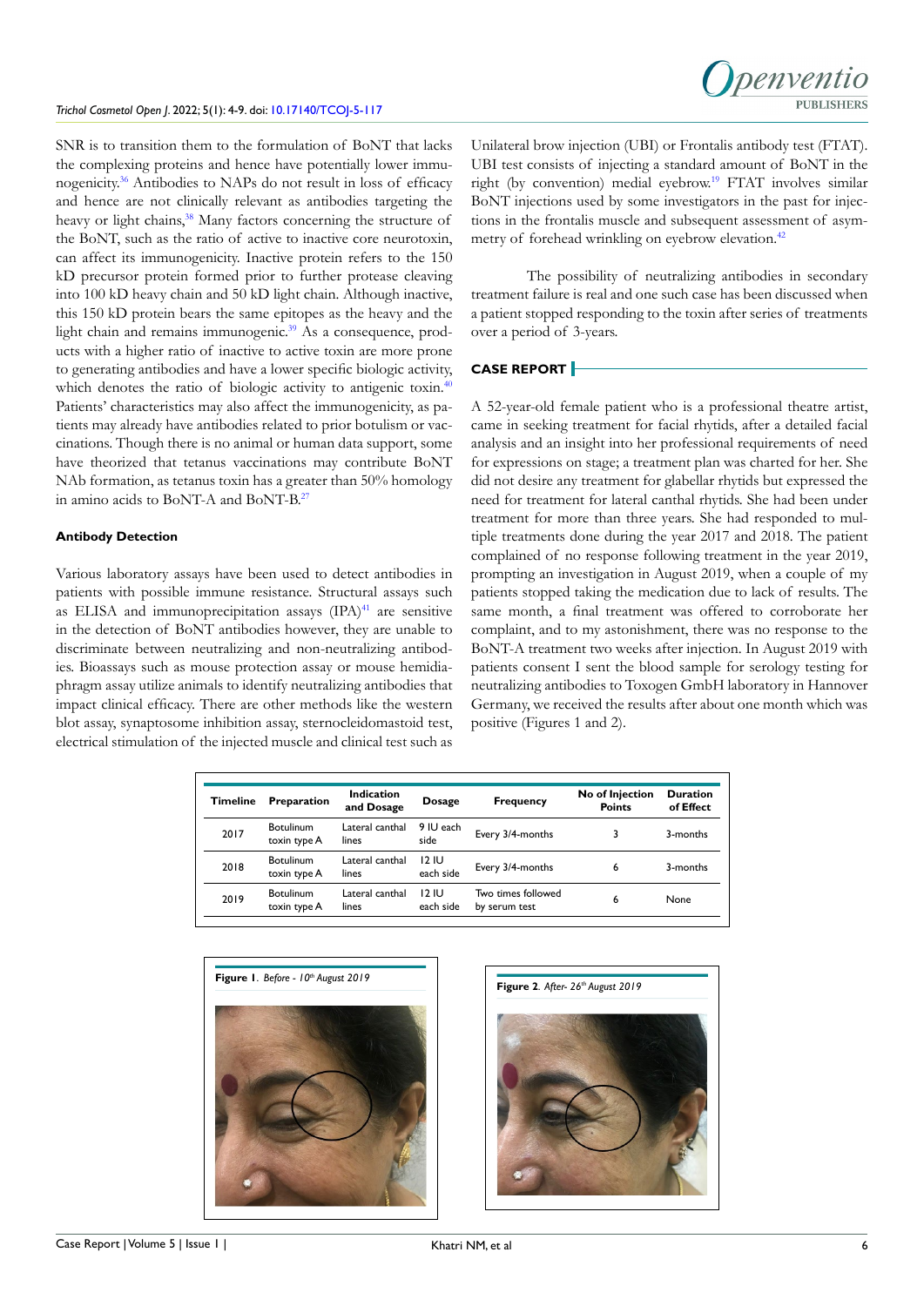SNR is to transition them to the formulation of BoNT that lacks the complexing proteins and hence have potentially lower immunogenicity.[36] Antibodies to NAPs do not result in loss of efficacy and hence are not clinically relevant as antibodies targeting the heavy or light chains,[38] Many factors concerning the structure of the BoNT, such as the ratio of active to inactive core neurotoxin, can affect its immunogenicity. Inactive protein refers to the 150 kD precursor protein formed prior to further protease cleaving into 100 kD heavy chain and 50 kD light chain. Although inactive, this 150 kD protein bears the same epitopes as the heavy and the light chain and remains immunogenic.[39] As a consequence, products with a higher ratio of inactive to active toxin are more prone to generating antibodies and have a lower specific biologic activity, which denotes the ratio of biologic activity to antigenic toxin.[40] Patients' characteristics may also affect the immunogenicity, as patients may already have antibodies related to prior botulism or vaccinations. Though there is no animal or human data support, some have theorized that tetanus vaccinations may contribute BoNT NAb formation, as tetanus toxin has a greater than 50% homology in amino acids to BoNT-A and BoNT-B.[27]

**Antibody Detection**

Various laboratory assays have been used to detect antibodies in patients with possible immune resistance. Structural assays such as ELISA and immunoprecipitation assays (IPA)[41] are sensitive in the detection of BoNT antibodies however, they are unable to discriminate between neutralizing and non-neutralizing antibodies. Bioassays such as mouse protection assay or mouse hemidiaphragm assay utilize animals to identify neutralizing antibodies that impact clinical efficacy. There are other methods like the western blot assay, synaptosome inhibition assay, sternocleidomastoid test, electrical stimulation of the injected muscle and clinical test such as Unilateral brow injection (UBI) or Frontalis antibody test (FTAT). UBI test consists of injecting a standard amount of BoNT in the right (by convention) medial eyebrow.[19] FTAT involves similar BoNT injections used by some investigators in the past for injections in the frontalis muscle and subsequent assessment of asymmetry of forehead wrinkling on eyebrow elevation.[42]

The possibility of neutralizing antibodies in secondary treatment failure is real and one such case has been discussed when a patient stopped responding to the toxin after series of treatments over a period of 3-years.

## CASE REPORT

A 52-year-old female patient who is a professional theatre artist, came in seeking treatment for facial rhytids, after a detailed facial analysis and an insight into her professional requirements of need for expressions on stage; a treatment plan was charted for her. She did not desire any treatment for glabellar rhytids but expressed the need for treatment for lateral canthal rhytids. She had been under treatment for more than three years. She had responded to multiple treatments done during the year 2017 and 2018. The patient complained of no response following treatment in the year 2019, prompting an investigation in August 2019, when a couple of my patients stopped taking the medication due to lack of results. The same month, a final treatment was offered to corroborate her complaint, and to my astonishment, there was no response to the BoNT-A treatment two weeks after injection. In August 2019 with patients consent I sent the blood sample for serology testing for neutralizing antibodies to Toxogen GmbH laboratory in Hannover Germany, we received the results after about one month which was positive (Figures 1 and 2).

| Timeline | Preparation | Indication and Dosage | Dosage | Frequency | No of Injection Points | Duration of Effect |
|---|---|---|---|---|---|---|
| 2017 | Botulinum toxin type A | Lateral canthal lines | 9 IU each side | Every 3/4-months | 3 | 3-months |
| 2018 | Botulinum toxin type A | Lateral canthal lines | 12 IU each side | Every 3/4-months | 6 | 3-months |
| 2019 | Botulinum toxin type A | Lateral canthal lines | 12 IU each side | Two times followed by serum test | 6 | None |

**Figure 1**. *Before - 10th August 2019*

**Figure 2**. *After- 26th August 2019*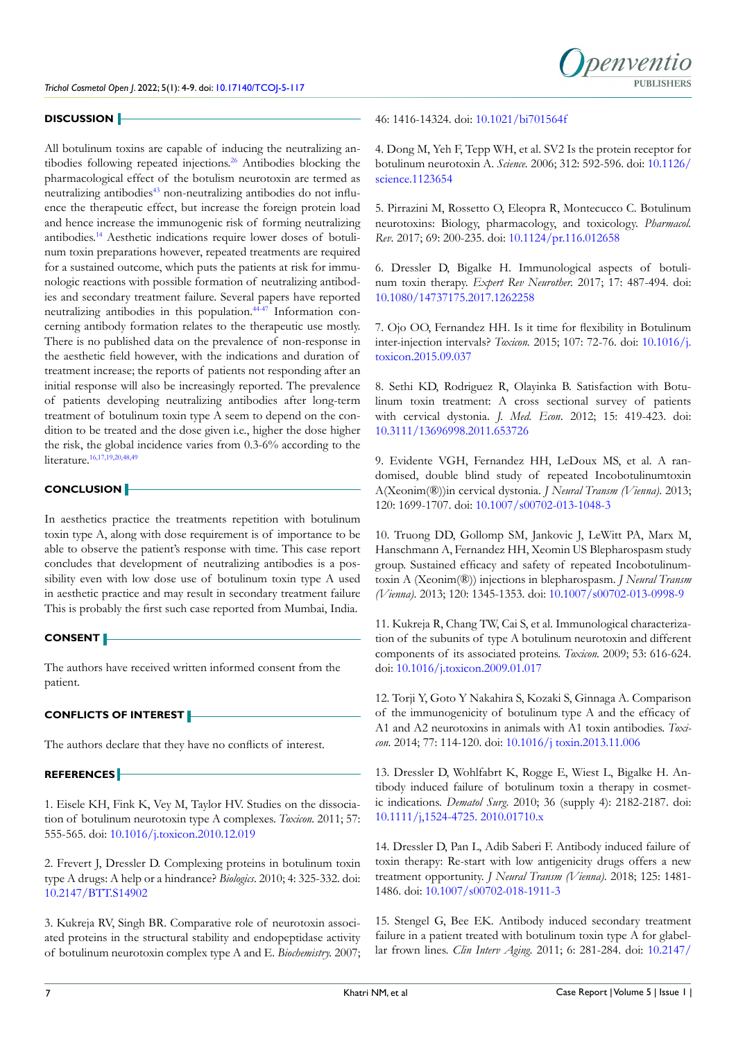## DISCUSSION

All botulinum toxins are capable of inducing the neutralizing antibodies following repeated injections.[26] Antibodies blocking the pharmacological effect of the botulism neurotoxin are termed as neutralizing antibodies[43] non-neutralizing antibodies do not influence the therapeutic effect, but increase the foreign protein load and hence increase the immunogenic risk of forming neutralizing antibodies.[14] Aesthetic indications require lower doses of botulinum toxin preparations however, repeated treatments are required for a sustained outcome, which puts the patients at risk for immunologic reactions with possible formation of neutralizing antibodies and secondary treatment failure. Several papers have reported neutralizing antibodies in this population.[44-47] Information concerning antibody formation relates to the therapeutic use mostly. There is no published data on the prevalence of non-response in the aesthetic field however, with the indications and duration of treatment increase; the reports of patients not responding after an initial response will also be increasingly reported. The prevalence of patients developing neutralizing antibodies after long-term treatment of botulinum toxin type A seem to depend on the condition to be treated and the dose given i.e., higher the dose higher the risk, the global incidence varies from 0.3-6% according to the literature.[16,17,19,20,48,49]

## CONCLUSION

In aesthetics practice the treatments repetition with botulinum toxin type A, along with dose requirement is of importance to be able to observe the patient's response with time. This case report concludes that development of neutralizing antibodies is a possibility even with low dose use of botulinum toxin type A used in aesthetic practice and may result in secondary treatment failure This is probably the first such case reported from Mumbai, India.

## CONSENT

The authors have received written informed consent from the patient.

## CONFLICTS OF INTEREST

The authors declare that they have no conflicts of interest.

## REFERENCES

1. Eisele KH, Fink K, Vey M, Taylor HV. Studies on the dissociation of botulinum neurotoxin type A complexes. *Toxicon*. 2011; 57: 555-565. doi: 10.1016/j.toxicon.2010.12.019

2. Frevert J, Dressler D. Complexing proteins in botulinum toxin type A drugs: A help or a hindrance? *Biologics*. 2010; 4: 325-332. doi: 10.2147/BTT.S14902

3. Kukreja RV, Singh BR. Comparative role of neurotoxin associated proteins in the structural stability and endopeptidase activity of botulinum neurotoxin complex type A and E. *Biochemistry*. 2007; 46: 1416-14324. doi: 10.1021/bi701564f

4. Dong M, Yeh F, Tepp WH, et al. SV2 Is the protein receptor for botulinum neurotoxin A. *Science*. 2006; 312: 592-596. doi: 10.1126/science.1123654

5. Pirrazini M, Rossetto O, Eleopra R, Montecucco C. Botulinum neurotoxins: Biology, pharmacology, and toxicology. *Pharmacol. Rev*. 2017; 69: 200-235. doi: 10.1124/pr.116.012658

6. Dressler D, Bigalke H. Immunological aspects of botulinum toxin therapy. *Expert Rev Neurother*. 2017; 17: 487-494. doi: 10.1080/14737175.2017.1262258

7. Ojo OO, Fernandez HH. Is it time for flexibility in Botulinum inter-injection intervals? *Toxicon*. 2015; 107: 72-76. doi: 10.1016/j.toxicon.2015.09.037

8. Sethi KD, Rodriguez R, Olayinka B. Satisfaction with Botulinum toxin treatment: A cross sectional survey of patients with cervical dystonia. *J. Med. Econ*. 2012; 15: 419-423. doi: 10.3111/13696998.2011.653726

9. Evidente VGH, Fernandez HH, LeDoux MS, et al. A randomised, double blind study of repeated Incobotulinumtoxin A(Xeonim(®))in cervical dystonia. *J Neural Transm (Vienna)*. 2013; 120: 1699-1707. doi: 10.1007/s00702-013-1048-3

10. Truong DD, Gollomp SM, Jankovic J, LeWitt PA, Marx M, Hanschmann A, Fernandez HH, Xeomin US Blepharospasm study group. Sustained efficacy and safety of repeated Incobotulinumtoxin A (Xeonim(®)) injections in blepharospasm. *J Neural Transm (Vienna)*. 2013; 120: 1345-1353. doi: 10.1007/s00702-013-0998-9

11. Kukreja R, Chang TW, Cai S, et al. Immunological characterization of the subunits of type A botulinum neurotoxin and different components of its associated proteins. *Toxicon*. 2009; 53: 616-624. doi: 10.1016/j.toxicon.2009.01.017

12. Torji Y, Goto Y Nakahira S, Kozaki S, Ginnaga A. Comparison of the immunogenicity of botulinum type A and the efficacy of A1 and A2 neurotoxins in animals with A1 toxin antibodies. *Toxicon*. 2014; 77: 114-120. doi: 10.1016/j toxin.2013.11.006

13. Dressler D, Wohlfabrt K, Rogge E, Wiest L, Bigalke H. Antibody induced failure of botulinum toxin a therapy in cosmetic indications. *Dermatol Surg*. 2010; 36 (supply 4): 2182-2187. doi: 10.1111/j,1524-4725. 2010.01710.x

14. Dressler D, Pan L, Adib Saberi F. Antibody induced failure of toxin therapy: Re-start with low antigenicity drugs offers a new treatment opportunity. *J Neural Transm (Vienna)*. 2018; 125: 1481-1486. doi: 10.1007/s00702-018-1911-3

15. Stengel G, Bee EK. Antibody induced secondary treatment failure in a patient treated with botulinum toxin type A for glabellar frown lines. *Clin Interv Aging*. 2011; 6: 281-284. doi: 10.2147/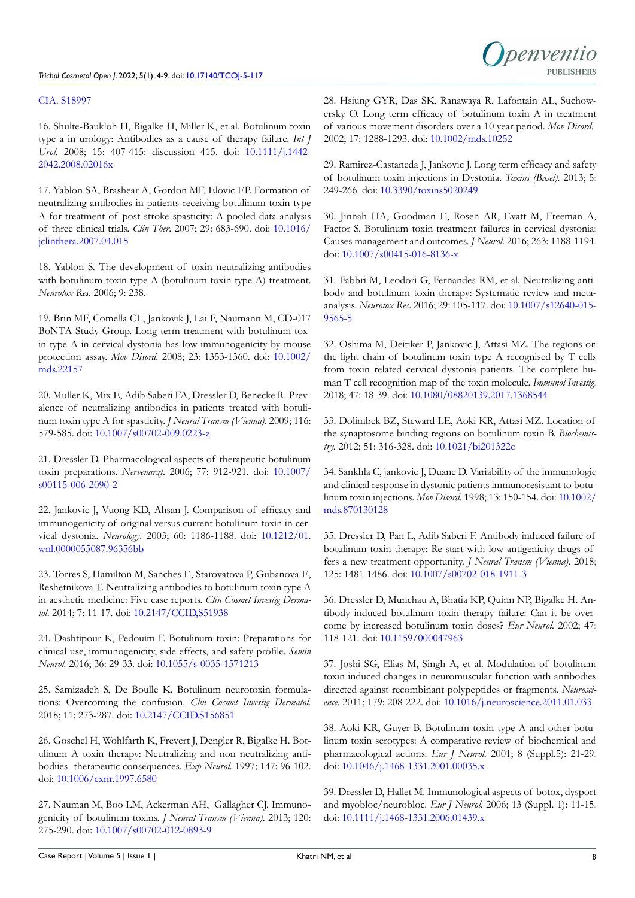CIA. S18997

16. Shulte-Baukloh H, Bigalke H, Miller K, et al. Botulinum toxin type a in urology: Antibodies as a cause of therapy failure. *Int J Urol.* 2008; 15: 407-415: discussion 415. doi: 10.1111/j.1442-2042.2008.02016x

17. Yablon SA, Brashear A, Gordon MF, Elovic EP. Formation of neutralizing antibodies in patients receiving botulinum toxin type A for treatment of post stroke spasticity: A pooled data analysis of three clinical trials. *Clin Ther.* 2007; 29: 683-690. doi: 10.1016/jclinthera.2007.04.015

18. Yablon S. The development of toxin neutralizing antibodies with botulinum toxin type A (botulinum toxin type A) treatment. *Neurotox Res.* 2006; 9: 238.

19. Brin MF, Comella CL, Jankovik J, Lai F, Naumann M, CD-017 BoNTA Study Group. Long term treatment with botulinum toxin type A in cervical dystonia has low immunogenicity by mouse protection assay. *Mov Disord.* 2008; 23: 1353-1360. doi: 10.1002/mds.22157

20. Muller K, Mix E, Adib Saberi FA, Dressler D, Benecke R. Prevalence of neutralizing antibodies in patients treated with botulinum toxin type A for spasticity. *J Neural Transm (Vienna).* 2009; 116: 579-585. doi: 10.1007/s00702-009.0223-z

21. Dressler D. Pharmacological aspects of therapeutic botulinum toxin preparations. *Nervenarzt.* 2006; 77: 912-921. doi: 10.1007/s00115-006-2090-2

22. Jankovic J, Vuong KD, Ahsan J. Comparison of efficacy and immunogenicity of original versus current botulinum toxin in cervical dystonia. *Neurology.* 2003; 60: 1186-1188. doi: 10.1212/01.wnl.0000055087.96356bb

23. Torres S, Hamilton M, Sanches E, Starovatova P, Gubanova E, Reshetnikova T. Neutralizing antibodies to botulinum toxin type A in aesthetic medicine: Five case reports. *Clin Cosmet Investig Dermatol.* 2014; 7: 11-17. doi: 10.2147/CCID,S51938

24. Dashtipour K, Pedouim F. Botulinum toxin: Preparations for clinical use, immunogenicity, side effects, and safety profile. *Semin Neurol.* 2016; 36: 29-33. doi: 10.1055/s-0035-1571213

25. Samizadeh S, De Boulle K. Botulinum neurotoxin formulations: Overcoming the confusion. *Clin Cosmet Investig Dermatol.* 2018; 11: 273-287. doi: 10.2147/CCID.S156851

26. Goschel H, Wohlfarth K, Frevert J, Dengler R, Bigalke H. Botulinum A toxin therapy: Neutralizing and non neutralizing antibodiies- therapeutic consequences. *Exp Neurol.* 1997; 147: 96-102. doi: 10.1006/exnr.1997.6580

27. Nauman M, Boo LM, Ackerman AH, Gallagher CJ. Immunogenicity of botulinum toxins. *J Neural Transm (Vienna).* 2013; 120: 275-290. doi: 10.1007/s00702-012-0893-9

28. Hsiung GYR, Das SK, Ranawaya R, Lafontain AL, Suchowersky O. Long term efficacy of botulinum toxin A in treatment of various movement disorders over a 10 year period. *Mov Disord.* 2002; 17: 1288-1293. doi: 10.1002/mds.10252

29. Ramirez-Castaneda J, Jankovic J. Long term efficacy and safety of botulinum toxin injections in Dystonia. *Toxins (Basel).* 2013; 5: 249-266. doi: 10.3390/toxins5020249

30. Jinnah HA, Goodman E, Rosen AR, Evatt M, Freeman A, Factor S. Botulinum toxin treatment failures in cervical dystonia: Causes management and outcomes. *J Neurol.* 2016; 263: 1188-1194. doi: 10.1007/s00415-016-8136-x

31. Fabbri M, Leodori G, Fernandes RM, et al. Neutralizing antibody and botulinum toxin therapy: Systematic review and meta-analysis. *Neurotox Res.* 2016; 29: 105-117. doi: 10.1007/s12640-015-9565-5

32. Oshima M, Deitiker P, Jankovic J, Attasi MZ. The regions on the light chain of botulinum toxin type A recognised by T cells from toxin related cervical dystonia patients. The complete human T cell recognition map of the toxin molecule. *Immunol Investig.* 2018; 47: 18-39. doi: 10.1080/08820139.2017.1368544

33. Dolimbek BZ, Steward LE, Aoki KR, Attasi MZ. Location of the synaptosome binding regions on botulinum toxin B. *Biochemistry.* 2012; 51: 316-328. doi: 10.1021/bi201322c

34. Sankhla C, jankovic J, Duane D. Variability of the immunologic and clinical response in dystonic patients immunoresistant to botulinum toxin injections. *Mov Disord.* 1998; 13: 150-154. doi: 10.1002/mds.870130128

35. Dressler D, Pan L, Adib Saberi F. Antibody induced failure of botulinum toxin therapy: Re-start with low antigenicity drugs offers a new treatment opportunity. *J Neural Transm (Vienna).* 2018; 125: 1481-1486. doi: 10.1007/s00702-018-1911-3

36. Dressler D, Munchau A, Bhatia KP, Quinn NP, Bigalke H. Antibody induced botulinum toxin therapy failure: Can it be overcome by increased botulinum toxin doses? *Eur Neurol.* 2002; 47: 118-121. doi: 10.1159/000047963

37. Joshi SG, Elias M, Singh A, et al. Modulation of botulinum toxin induced changes in neuromuscular function with antibodies directed against recombinant polypeptides or fragments. *Neuroscience.* 2011; 179: 208-222. doi: 10.1016/j.neuroscience.2011.01.033

38. Aoki KR, Guyer B. Botulinum toxin type A and other botulinum toxin serotypes: A comparative review of biochemical and pharmacological actions. *Eur J Neurol.* 2001; 8 (Suppl.5): 21-29. doi: 10.1046/j.1468-1331.2001.00035.x

39. Dressler D, Hallet M. Immunological aspects of botox, dysport and myobloc/neurobloc. *Eur J Neurol.* 2006; 13 (Suppl. 1): 11-15. doi: 10.1111/j.1468-1331.2006.01439.x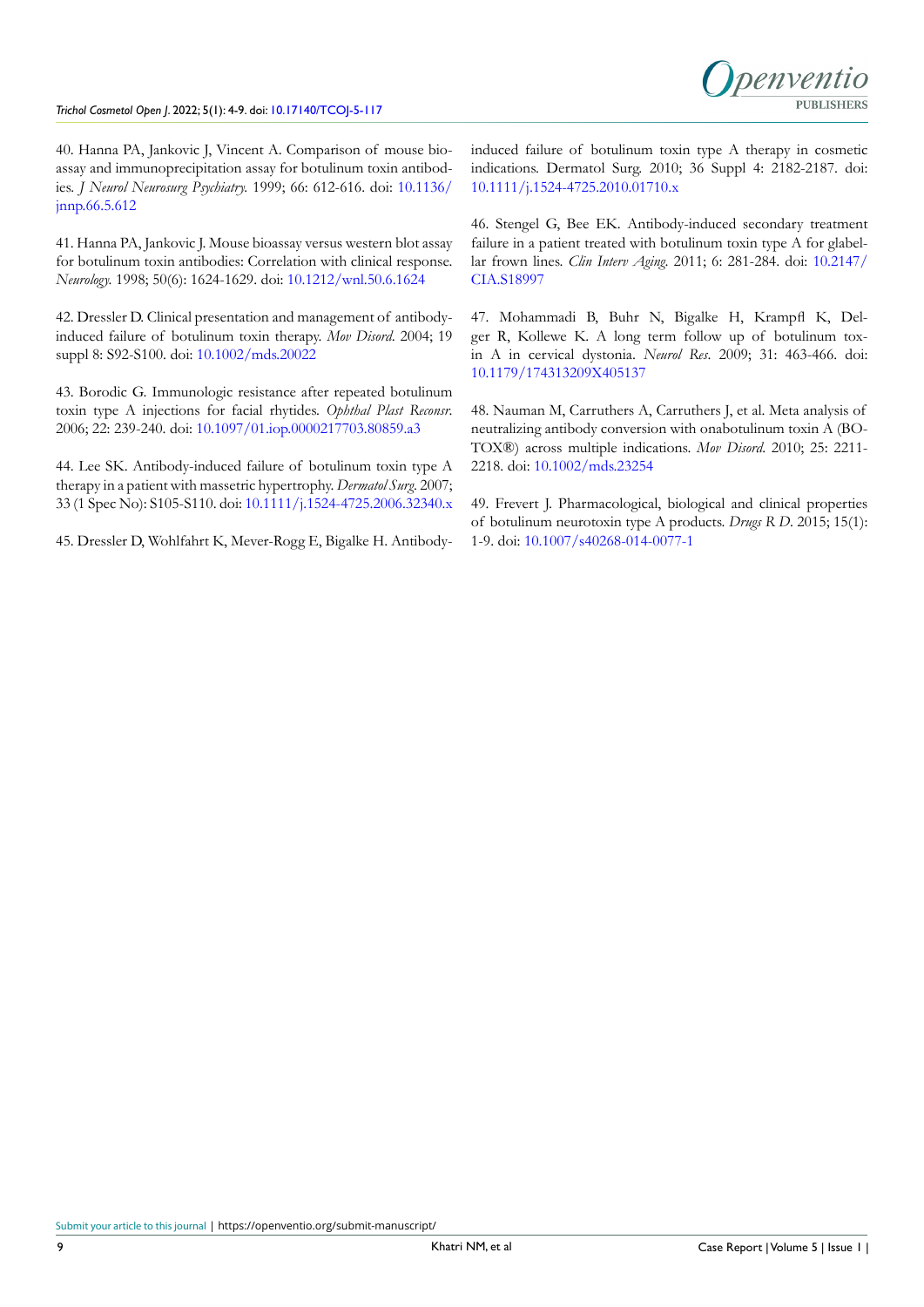40. Hanna PA, Jankovic J, Vincent A. Comparison of mouse bioassay and immunoprecipitation assay for botulinum toxin antibodies. *J Neurol Neurosurg Psychiatry.* 1999; 66: 612-616. doi: 10.1136/jnnp.66.5.612

41. Hanna PA, Jankovic J. Mouse bioassay versus western blot assay for botulinum toxin antibodies: Correlation with clinical response. *Neurology.* 1998; 50(6): 1624-1629. doi: 10.1212/wnl.50.6.1624

42. Dressler D. Clinical presentation and management of antibody-induced failure of botulinum toxin therapy. *Mov Disord.* 2004; 19 suppl 8: S92-S100. doi: 10.1002/mds.20022

43. Borodic G. Immunologic resistance after repeated botulinum toxin type A injections for facial rhytides. *Ophthal Plast Reconsr.* 2006; 22: 239-240. doi: 10.1097/01.iop.0000217703.80859.a3

44. Lee SK. Antibody-induced failure of botulinum toxin type A therapy in a patient with massetric hypertrophy. *Dermatol Surg.* 2007; 33 (1 Spec No): S105-S110. doi: 10.1111/j.1524-4725.2006.32340.x

45. Dressler D, Wohlfahrt K, Meyer-Rogg E, Bigalke H. Antibody-induced failure of botulinum toxin type A therapy in cosmetic indications. Dermatol Surg. 2010; 36 Suppl 4: 2182-2187. doi: 10.1111/j.1524-4725.2010.01710.x

46. Stengel G, Bee EK. Antibody-induced secondary treatment failure in a patient treated with botulinum toxin type A for glabellar frown lines. *Clin Interv Aging.* 2011; 6: 281-284. doi: 10.2147/CIA.S18997

47. Mohammadi B, Buhr N, Bigalke H, Krampfl K, Delger R, Kollewe K. A long term follow up of botulinum toxin A in cervical dystonia. *Neurol Res.* 2009; 31: 463-466. doi: 10.1179/174313209X405137

48. Nauman M, Carruthers A, Carruthers J, et al. Meta analysis of neutralizing antibody conversion with onabotulinum toxin A (BOTOX®) across multiple indications. *Mov Disord.* 2010; 25: 2211-2218. doi: 10.1002/mds.23254

49. Frevert J. Pharmacological, biological and clinical properties of botulinum neurotoxin type A products. *Drugs R D.* 2015; 15(1): 1-9. doi: 10.1007/s40268-014-0077-1